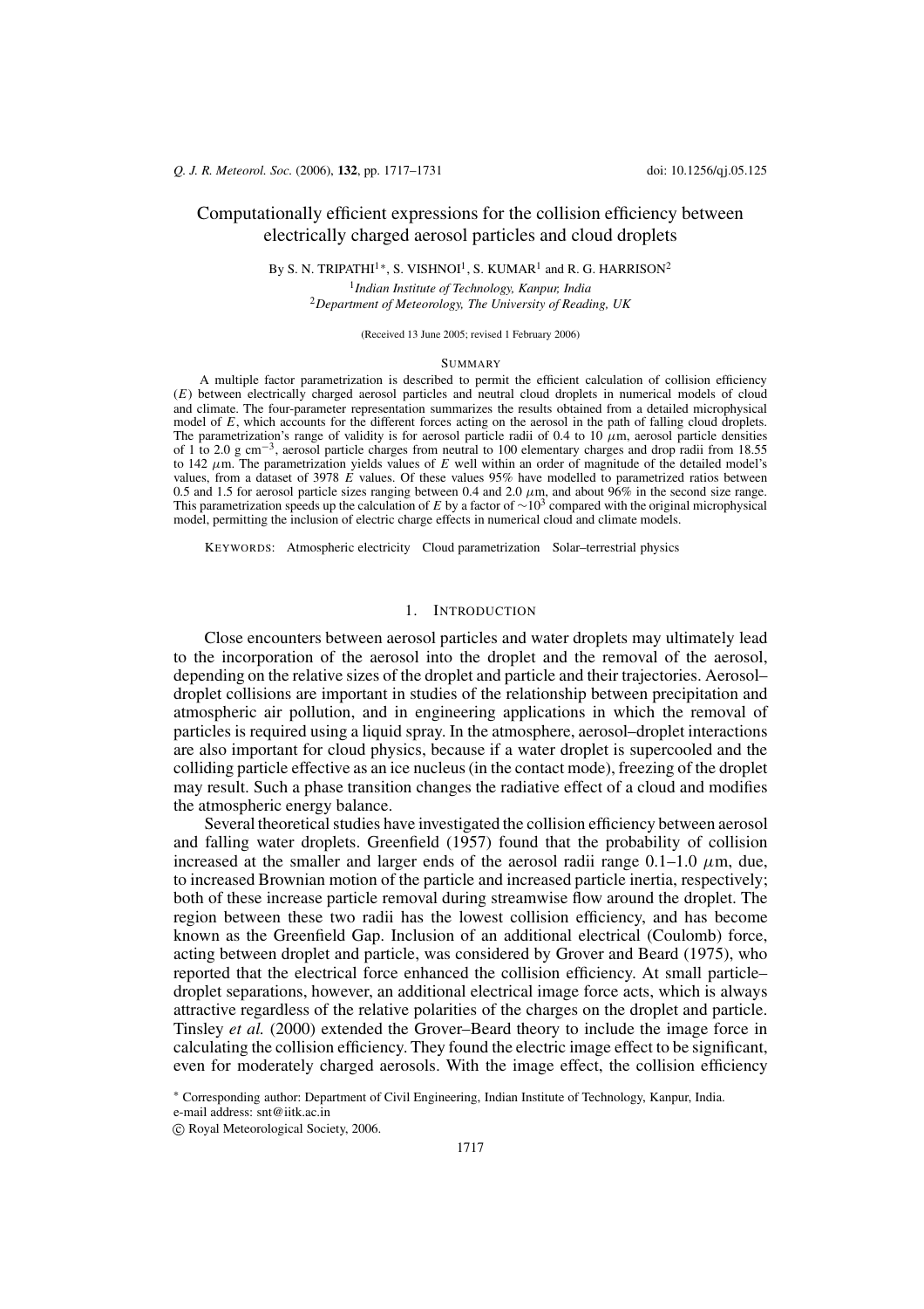# Computationally efficient expressions for the collision efficiency between electrically charged aerosol particles and cloud droplets

By S. N. TRIPATHI[1]*, S. VISHNOI[1], S. KUMAR[1] and R. G. HARRISON[2]

[1]*Indian Institute of Technology, Kanpur, India*
[2]*Department of Meteorology, The University of Reading, UK*

(Received 13 June 2005; revised 1 February 2006)

## Summary

A multiple factor parametrization is described to permit the efficient calculation of collision efficiency ($E$) between electrically charged aerosol particles and neutral cloud droplets in numerical models of cloud and climate. The four-parameter representation summarizes the results obtained from a detailed microphysical model of $E$, which accounts for the different forces acting on the aerosol in the path of falling cloud droplets. The parametrization's range of validity is for aerosol particle radii of 0.4 to 10 $\mu$m, aerosol particle densities of 1 to 2.0 g cm$^{-3}$, aerosol particle charges from neutral to 100 elementary charges and drop radii from 18.55 to 142 $\mu$m. The parametrization yields values of $E$ well within an order of magnitude of the detailed model's values, from a dataset of 3978 $E$ values. Of these values 95% have modelled to parametrized ratios between 0.5 and 1.5 for aerosol particle sizes ranging between 0.4 and 2.0 $\mu$m, and about 96% in the second size range. This parametrization speeds up the calculation of $E$ by a factor of $\sim 10^3$ compared with the original microphysical model, permitting the inclusion of electric charge effects in numerical cloud and climate models.

Keywords: Atmospheric electricity   Cloud parametrization   Solar–terrestrial physics

## 1. Introduction

Close encounters between aerosol particles and water droplets may ultimately lead to the incorporation of the aerosol into the droplet and the removal of the aerosol, depending on the relative sizes of the droplet and particle and their trajectories. Aerosol–droplet collisions are important in studies of the relationship between precipitation and atmospheric air pollution, and in engineering applications in which the removal of particles is required using a liquid spray. In the atmosphere, aerosol–droplet interactions are also important for cloud physics, because if a water droplet is supercooled and the colliding particle effective as an ice nucleus (in the contact mode), freezing of the droplet may result. Such a phase transition changes the radiative effect of a cloud and modifies the atmospheric energy balance.

Several theoretical studies have investigated the collision efficiency between aerosol and falling water droplets. Greenfield (1957) found that the probability of collision increased at the smaller and larger ends of the aerosol radii range 0.1–1.0 $\mu$m, due, to increased Brownian motion of the particle and increased particle inertia, respectively; both of these increase particle removal during streamwise flow around the droplet. The region between these two radii has the lowest collision efficiency, and has become known as the Greenfield Gap. Inclusion of an additional electrical (Coulomb) force, acting between droplet and particle, was considered by Grover and Beard (1975), who reported that the electrical force enhanced the collision efficiency. At small particle–droplet separations, however, an additional electrical image force acts, which is always attractive regardless of the relative polarities of the charges on the droplet and particle. Tinsley *et al.* (2000) extended the Grover–Beard theory to include the image force in calculating the collision efficiency. They found the electric image effect to be significant, even for moderately charged aerosols. With the image effect, the collision efficiency

\* Corresponding author: Department of Civil Engineering, Indian Institute of Technology, Kanpur, India. e-mail address: snt@iitk.ac.in

© Royal Meteorological Society, 2006.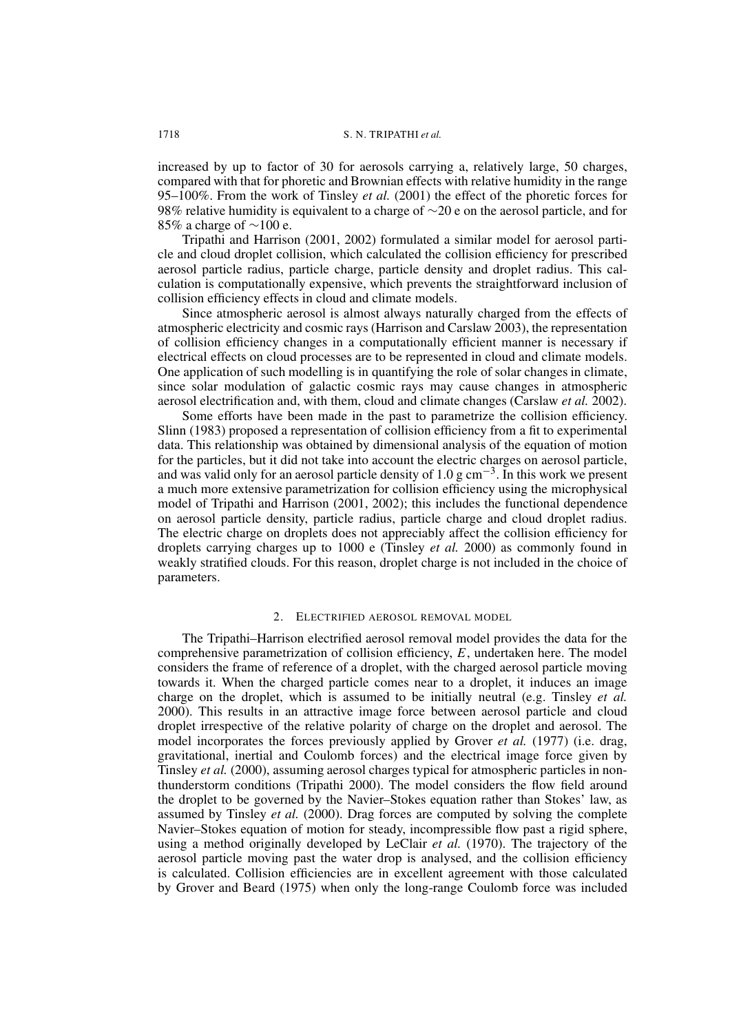increased by up to factor of 30 for aerosols carrying a, relatively large, 50 charges, compared with that for phoretic and Brownian effects with relative humidity in the range 95–100%. From the work of Tinsley *et al.* (2001) the effect of the phoretic forces for 98% relative humidity is equivalent to a charge of ∼20 e on the aerosol particle, and for 85% a charge of ∼100 e.

Tripathi and Harrison (2001, 2002) formulated a similar model for aerosol particle and cloud droplet collision, which calculated the collision efficiency for prescribed aerosol particle radius, particle charge, particle density and droplet radius. This calculation is computationally expensive, which prevents the straightforward inclusion of collision efficiency effects in cloud and climate models.

Since atmospheric aerosol is almost always naturally charged from the effects of atmospheric electricity and cosmic rays (Harrison and Carslaw 2003), the representation of collision efficiency changes in a computationally efficient manner is necessary if electrical effects on cloud processes are to be represented in cloud and climate models. One application of such modelling is in quantifying the role of solar changes in climate, since solar modulation of galactic cosmic rays may cause changes in atmospheric aerosol electrification and, with them, cloud and climate changes (Carslaw *et al.* 2002).

Some efforts have been made in the past to parametrize the collision efficiency. Slinn (1983) proposed a representation of collision efficiency from a fit to experimental data. This relationship was obtained by dimensional analysis of the equation of motion for the particles, but it did not take into account the electric charges on aerosol particle, and was valid only for an aerosol particle density of 1.0 g cm$^{-3}$. In this work we present a much more extensive parametrization for collision efficiency using the microphysical model of Tripathi and Harrison (2001, 2002); this includes the functional dependence on aerosol particle density, particle radius, particle charge and cloud droplet radius. The electric charge on droplets does not appreciably affect the collision efficiency for droplets carrying charges up to 1000 e (Tinsley *et al.* 2000) as commonly found in weakly stratified clouds. For this reason, droplet charge is not included in the choice of parameters.

## 2. Electrified aerosol removal model

The Tripathi–Harrison electrified aerosol removal model provides the data for the comprehensive parametrization of collision efficiency, $E$, undertaken here. The model considers the frame of reference of a droplet, with the charged aerosol particle moving towards it. When the charged particle comes near to a droplet, it induces an image charge on the droplet, which is assumed to be initially neutral (e.g. Tinsley *et al.* 2000). This results in an attractive image force between aerosol particle and cloud droplet irrespective of the relative polarity of charge on the droplet and aerosol. The model incorporates the forces previously applied by Grover *et al.* (1977) (i.e. drag, gravitational, inertial and Coulomb forces) and the electrical image force given by Tinsley *et al.* (2000), assuming aerosol charges typical for atmospheric particles in non-thunderstorm conditions (Tripathi 2000). The model considers the flow field around the droplet to be governed by the Navier–Stokes equation rather than Stokes' law, as assumed by Tinsley *et al.* (2000). Drag forces are computed by solving the complete Navier–Stokes equation of motion for steady, incompressible flow past a rigid sphere, using a method originally developed by LeClair *et al.* (1970). The trajectory of the aerosol particle moving past the water drop is analysed, and the collision efficiency is calculated. Collision efficiencies are in excellent agreement with those calculated by Grover and Beard (1975) when only the long-range Coulomb force was included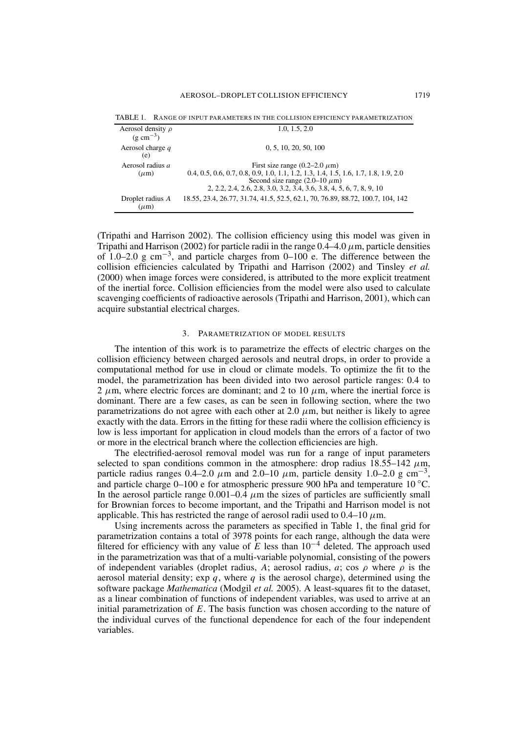TABLE 1. RANGE OF INPUT PARAMETERS IN THE COLLISION EFFICIENCY PARAMETRIZATION

| | |
|---|---|
| Aerosol density $\rho$ (g cm$^{-3}$) | 1.0, 1.5, 2.0 |
| Aerosol charge $q$ (e) | 0, 5, 10, 20, 50, 100 |
| Aerosol radius $a$ ($\mu$m) | First size range (0.2–2.0 $\mu$m) 0.4, 0.5, 0.6, 0.7, 0.8, 0.9, 1.0, 1.1, 1.2, 1.3, 1.4, 1.5, 1.6, 1.7, 1.8, 1.9, 2.0 Second size range (2.0–10 $\mu$m) 2, 2.2, 2.4, 2.6, 2.8, 3.0, 3.2, 3.4, 3.6, 3.8, 4, 5, 6, 7, 8, 9, 10 |
| Droplet radius $A$ ($\mu$m) | 18.55, 23.4, 26.77, 31.74, 41.5, 52.5, 62.1, 70, 76.89, 88.72, 100.7, 104, 142 |

(Tripathi and Harrison 2002). The collision efficiency using this model was given in Tripathi and Harrison (2002) for particle radii in the range 0.4–4.0 $\mu$m, particle densities of 1.0–2.0 g cm$^{-3}$, and particle charges from 0–100 e. The difference between the collision efficiencies calculated by Tripathi and Harrison (2002) and Tinsley *et al.* (2000) when image forces were considered, is attributed to the more explicit treatment of the inertial force. Collision efficiencies from the model were also used to calculate scavenging coefficients of radioactive aerosols (Tripathi and Harrison, 2001), which can acquire substantial electrical charges.

## 3. PARAMETRIZATION OF MODEL RESULTS

The intention of this work is to parametrize the effects of electric charges on the collision efficiency between charged aerosols and neutral drops, in order to provide a computational method for use in cloud or climate models. To optimize the fit to the model, the parametrization has been divided into two aerosol particle ranges: 0.4 to 2 $\mu$m, where electric forces are dominant; and 2 to 10 $\mu$m, where the inertial force is dominant. There are a few cases, as can be seen in following section, where the two parametrizations do not agree with each other at 2.0 $\mu$m, but neither is likely to agree exactly with the data. Errors in the fitting for these radii where the collision efficiency is low is less important for application in cloud models than the errors of a factor of two or more in the electrical branch where the collection efficiencies are high.

The electrified-aerosol removal model was run for a range of input parameters selected to span conditions common in the atmosphere: drop radius 18.55–142 $\mu$m, particle radius ranges 0.4–2.0 $\mu$m and 2.0–10 $\mu$m, particle density 1.0–2.0 g cm$^{-3}$, and particle charge 0–100 e for atmospheric pressure 900 hPa and temperature 10 °C. In the aerosol particle range 0.001–0.4 $\mu$m the sizes of particles are sufficiently small for Brownian forces to become important, and the Tripathi and Harrison model is not applicable. This has restricted the range of aerosol radii used to 0.4–10 $\mu$m.

Using increments across the parameters as specified in Table 1, the final grid for parametrization contains a total of 3978 points for each range, although the data were filtered for efficiency with any value of $E$ less than $10^{-4}$ deleted. The approach used in the parametrization was that of a multi-variable polynomial, consisting of the powers of independent variables (droplet radius, $A$; aerosol radius, $a$; cos $\rho$ where $\rho$ is the aerosol material density; exp $q$, where $q$ is the aerosol charge), determined using the software package *Mathematica* (Modgil *et al.* 2005). A least-squares fit to the dataset, as a linear combination of functions of independent variables, was used to arrive at an initial parametrization of $E$. The basis function was chosen according to the nature of the individual curves of the functional dependence for each of the four independent variables.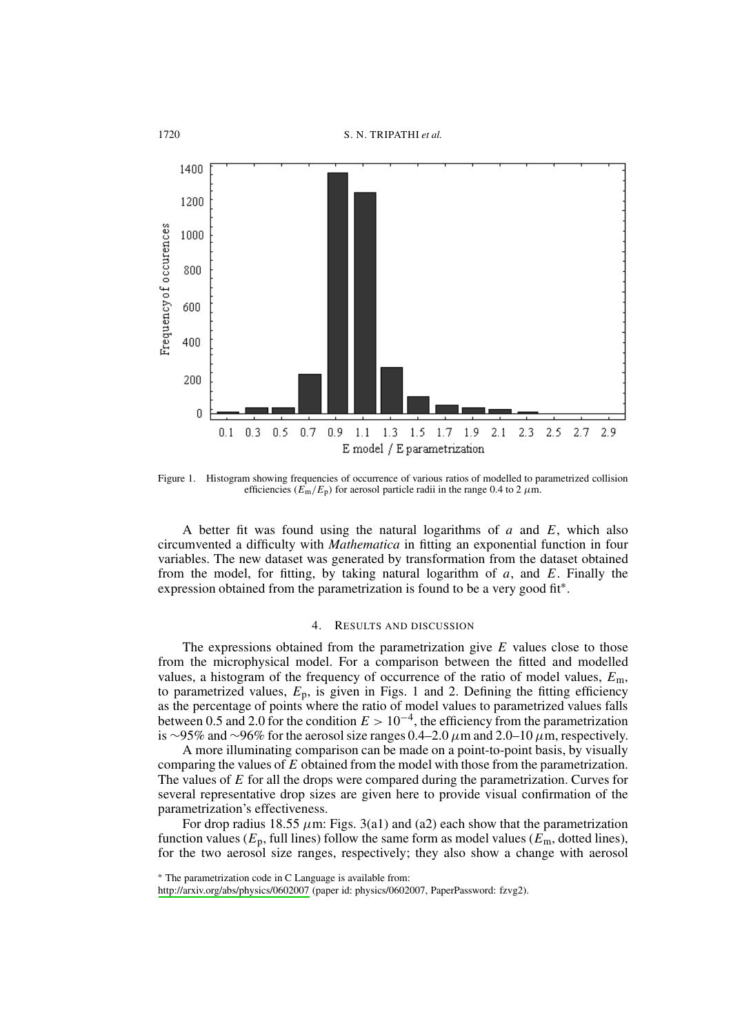Figure 1. Histogram showing frequencies of occurrence of various ratios of modelled to parametrized collision efficiencies ($E_m/E_p$) for aerosol particle radii in the range 0.4 to 2 $\mu$m.

A better fit was found using the natural logarithms of $a$ and $E$, which also circumvented a difficulty with *Mathematica* in fitting an exponential function in four variables. The new dataset was generated by transformation from the dataset obtained from the model, for fitting, by taking natural logarithm of $a$, and $E$. Finally the expression obtained from the parametrization is found to be a very good fit*.

## 4. RESULTS AND DISCUSSION

The expressions obtained from the parametrization give $E$ values close to those from the microphysical model. For a comparison between the fitted and modelled values, a histogram of the frequency of occurrence of the ratio of model values, $E_m$, to parametrized values, $E_p$, is given in Figs. 1 and 2. Defining the fitting efficiency as the percentage of points where the ratio of model values to parametrized values falls between 0.5 and 2.0 for the condition $E > 10^{-4}$, the efficiency from the parametrization is ~95% and ~96% for the aerosol size ranges 0.4–2.0 $\mu$m and 2.0–10 $\mu$m, respectively.

A more illuminating comparison can be made on a point-to-point basis, by visually comparing the values of $E$ obtained from the model with those from the parametrization. The values of $E$ for all the drops were compared during the parametrization. Curves for several representative drop sizes are given here to provide visual confirmation of the parametrization's effectiveness.

For drop radius 18.55 $\mu$m: Figs. 3(a1) and (a2) each show that the parametrization function values ($E_p$, full lines) follow the same form as model values ($E_m$, dotted lines), for the two aerosol size ranges, respectively; they also show a change with aerosol

* The parametrization code in C Language is available from:
http://arxiv.org/abs/physics/0602007 (paper id: physics/0602007, PaperPassword: fzvg2).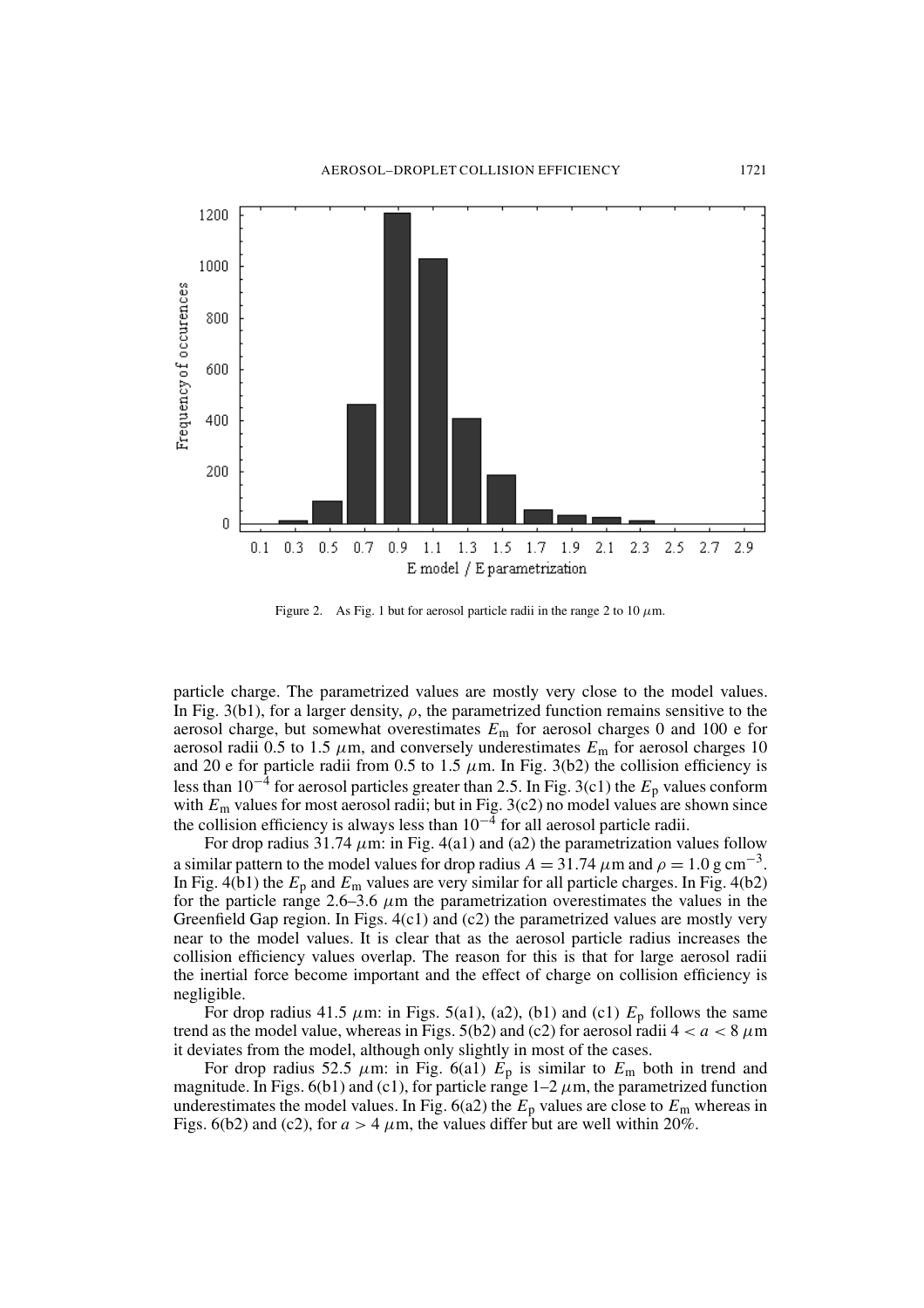Figure 2. As Fig. 1 but for aerosol particle radii in the range 2 to 10 $\mu$m.

particle charge. The parametrized values are mostly very close to the model values. In Fig. 3(b1), for a larger density, $\rho$, the parametrized function remains sensitive to the aerosol charge, but somewhat overestimates $E_m$ for aerosol charges 0 and 100 e for aerosol radii 0.5 to 1.5 $\mu$m, and conversely underestimates $E_m$ for aerosol charges 10 and 20 e for particle radii from 0.5 to 1.5 $\mu$m. In Fig. 3(b2) the collision efficiency is less than $10^{-4}$ for aerosol particles greater than 2.5. In Fig. 3(c1) the $E_p$ values conform with $E_m$ values for most aerosol radii; but in Fig. 3(c2) no model values are shown since the collision efficiency is always less than $10^{-4}$ for all aerosol particle radii.

For drop radius 31.74 $\mu$m: in Fig. 4(a1) and (a2) the parametrization values follow a similar pattern to the model values for drop radius $A = 31.74$ $\mu$m and $\rho = 1.0$ g cm$^{-3}$. In Fig. 4(b1) the $E_p$ and $E_m$ values are very similar for all particle charges. In Fig. 4(b2) for the particle range 2.6–3.6 $\mu$m the parametrization overestimates the values in the Greenfield Gap region. In Figs. 4(c1) and (c2) the parametrized values are mostly very near to the model values. It is clear that as the aerosol particle radius increases the collision efficiency values overlap. The reason for this is that for large aerosol radii the inertial force become important and the effect of charge on collision efficiency is negligible.

For drop radius 41.5 $\mu$m: in Figs. 5(a1), (a2), (b1) and (c1) $E_p$ follows the same trend as the model value, whereas in Figs. 5(b2) and (c2) for aerosol radii $4 < a < 8$ $\mu$m it deviates from the model, although only slightly in most of the cases.

For drop radius 52.5 $\mu$m: in Fig. 6(a1) $E_p$ is similar to $E_m$ both in trend and magnitude. In Figs. 6(b1) and (c1), for particle range 1–2 $\mu$m, the parametrized function underestimates the model values. In Fig. 6(a2) the $E_p$ values are close to $E_m$ whereas in Figs. 6(b2) and (c2), for $a > 4$ $\mu$m, the values differ but are well within 20%.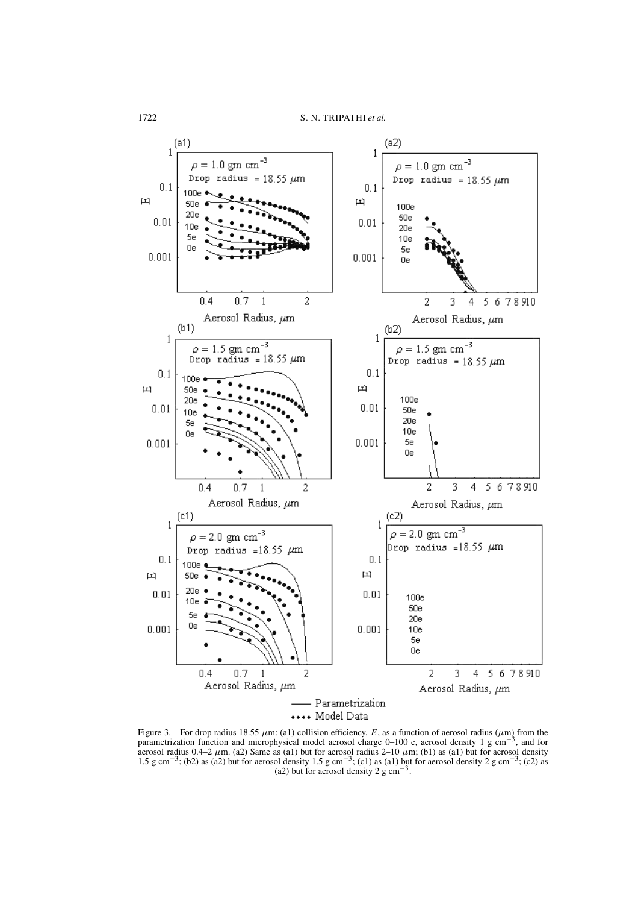Figure 3. For drop radius 18.55 $\mu$m: (a1) collision efficiency, $E$, as a function of aerosol radius ($\mu$m) from the parametrization function and microphysical model aerosol charge 0–100 e, aerosol density 1 g cm$^{-3}$, and for aerosol radius 0.4–2 $\mu$m. (a2) Same as (a1) but for aerosol radius 2–10 $\mu$m; (b1) as (a1) but for aerosol density 1.5 g cm$^{-3}$; (b2) as (a2) but for aerosol density 1.5 g cm$^{-3}$; (c1) as (a1) but for aerosol density 2 g cm$^{-3}$; (c2) as (a2) but for aerosol density 2 g cm$^{-3}$.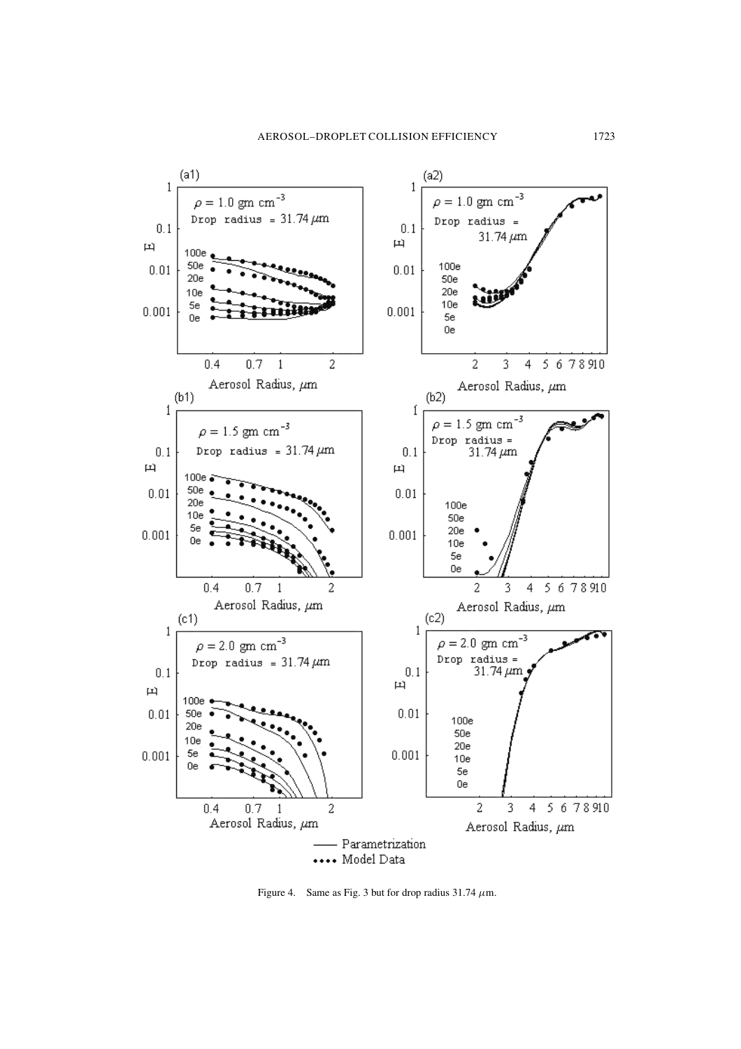Figure 4. Same as Fig. 3 but for drop radius 31.74 $\mu$m.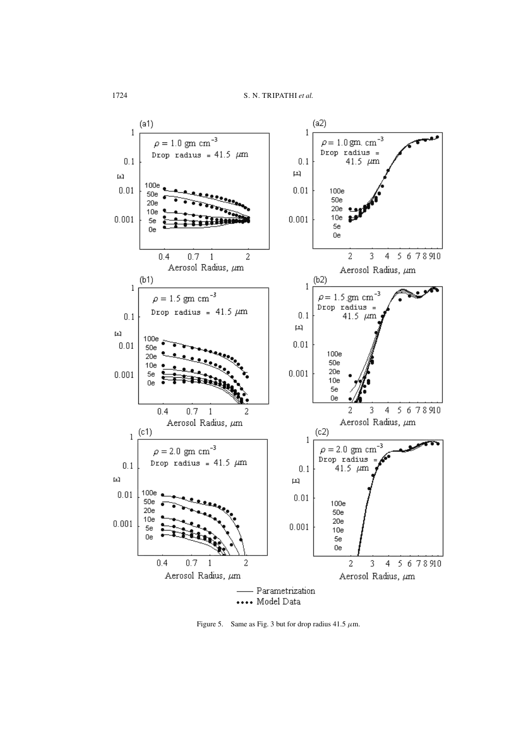Figure 5. Same as Fig. 3 but for drop radius 41.5 $\mu$m.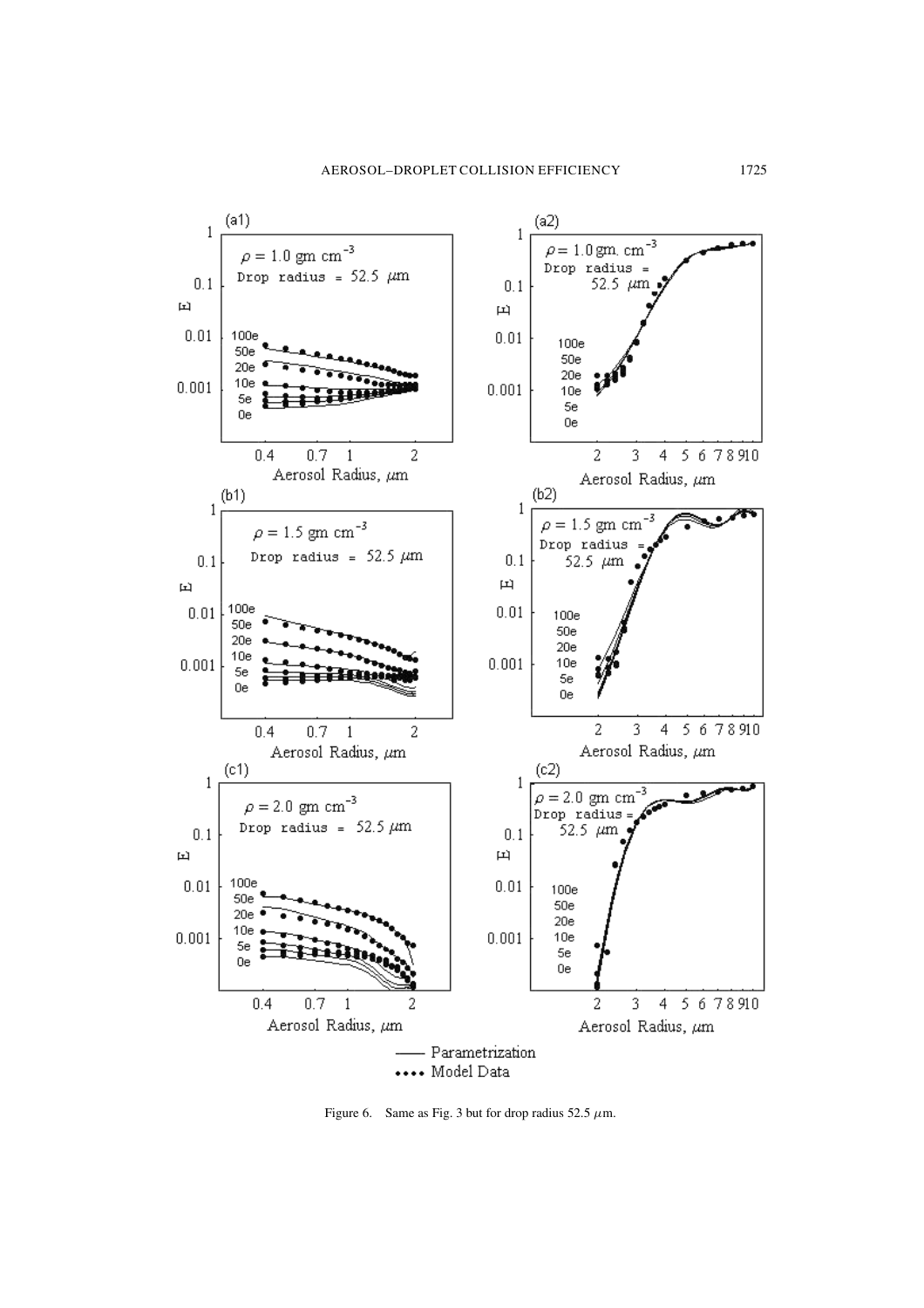Figure 6. Same as Fig. 3 but for drop radius 52.5 $\mu$m.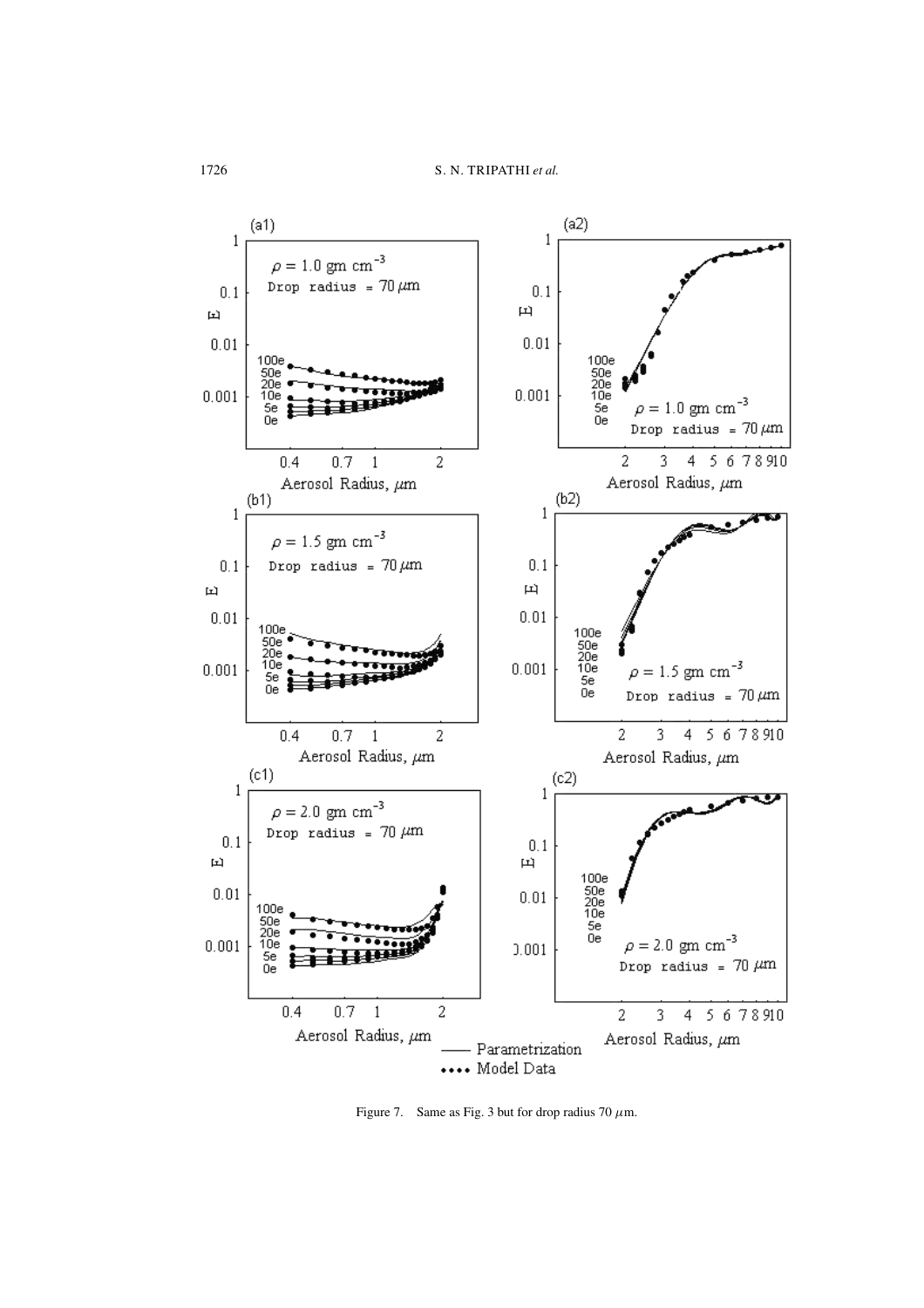Figure 7. Same as Fig. 3 but for drop radius 70 $\mu$m.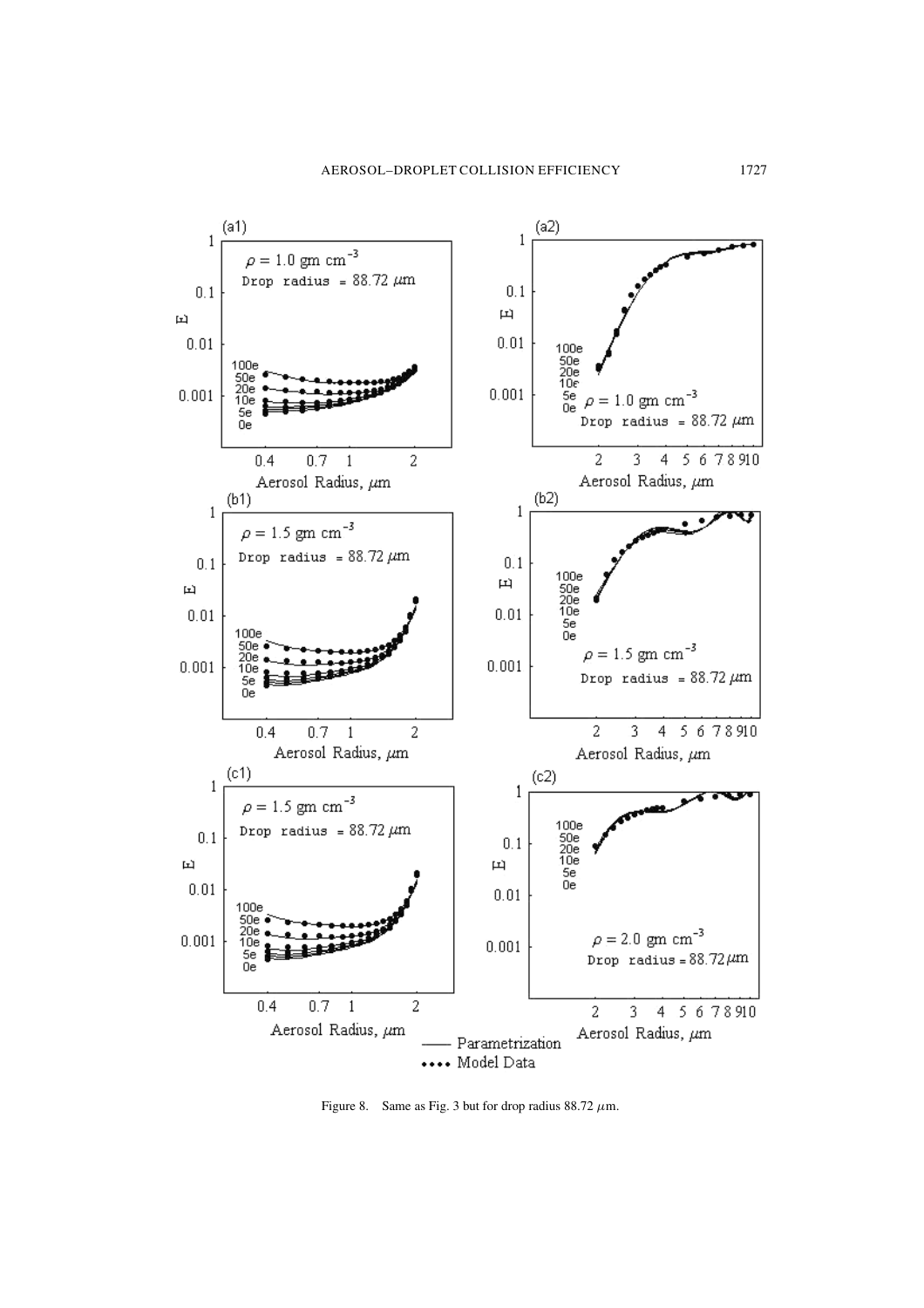Figure 8. Same as Fig. 3 but for drop radius 88.72 $\mu$m.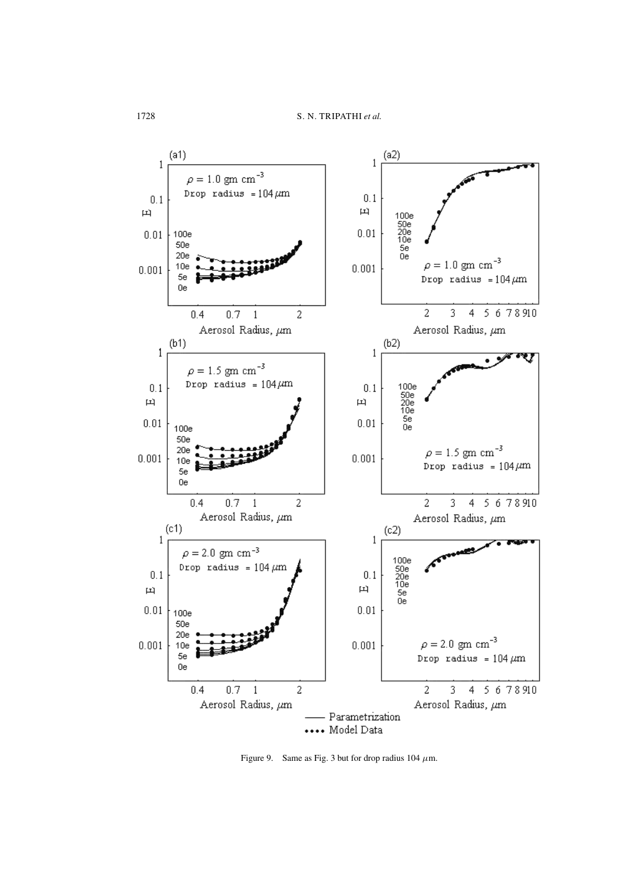Figure 9. Same as Fig. 3 but for drop radius 104 $\mu$m.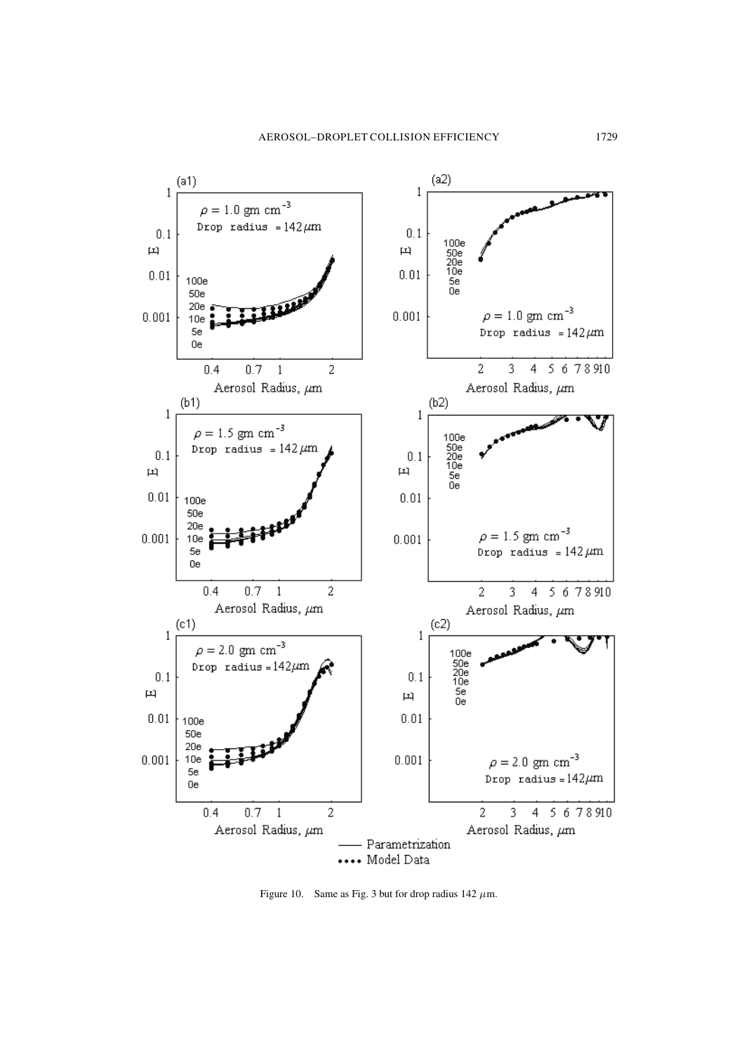Figure 10. Same as Fig. 3 but for drop radius 142 $\mu$m.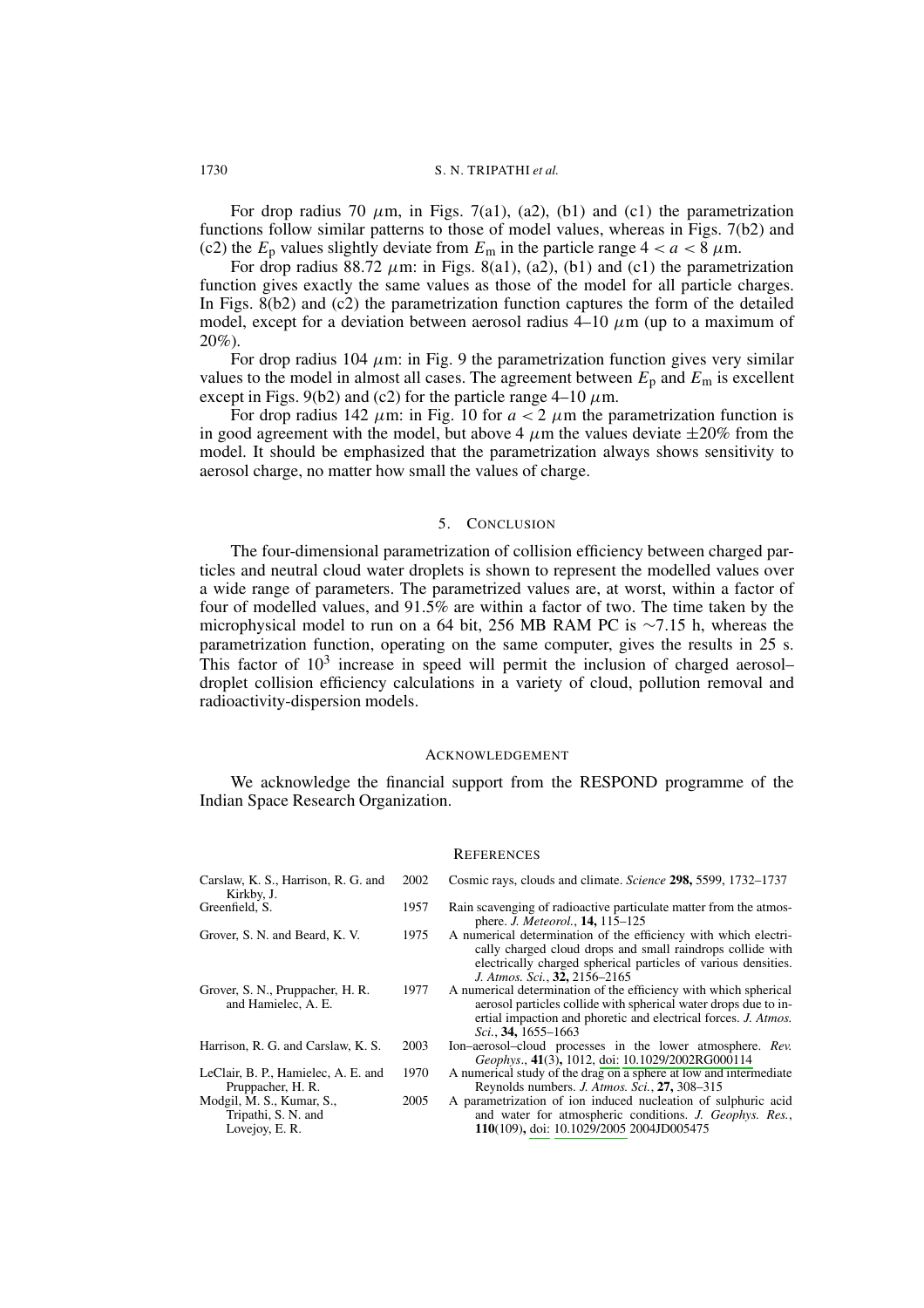For drop radius 70 $\mu$m, in Figs. 7(a1), (a2), (b1) and (c1) the parametrization functions follow similar patterns to those of model values, whereas in Figs. 7(b2) and (c2) the $E_p$ values slightly deviate from $E_m$ in the particle range $4 < a < 8$ $\mu$m.

For drop radius 88.72 $\mu$m: in Figs. 8(a1), (a2), (b1) and (c1) the parametrization function gives exactly the same values as those of the model for all particle charges. In Figs. 8(b2) and (c2) the parametrization function captures the form of the detailed model, except for a deviation between aerosol radius 4–10 $\mu$m (up to a maximum of 20%).

For drop radius 104 $\mu$m: in Fig. 9 the parametrization function gives very similar values to the model in almost all cases. The agreement between $E_p$ and $E_m$ is excellent except in Figs. 9(b2) and (c2) for the particle range 4–10 $\mu$m.

For drop radius 142 $\mu$m: in Fig. 10 for $a < 2$ $\mu$m the parametrization function is in good agreement with the model, but above 4 $\mu$m the values deviate $\pm 20\%$ from the model. It should be emphasized that the parametrization always shows sensitivity to aerosol charge, no matter how small the values of charge.

## 5. Conclusion

The four-dimensional parametrization of collision efficiency between charged particles and neutral cloud water droplets is shown to represent the modelled values over a wide range of parameters. The parametrized values are, at worst, within a factor of four of modelled values, and 91.5% are within a factor of two. The time taken by the microphysical model to run on a 64 bit, 256 MB RAM PC is $\sim$7.15 h, whereas the parametrization function, operating on the same computer, gives the results in 25 s. This factor of $10^3$ increase in speed will permit the inclusion of charged aerosol–droplet collision efficiency calculations in a variety of cloud, pollution removal and radioactivity-dispersion models.

## Acknowledgement

We acknowledge the financial support from the RESPOND programme of the Indian Space Research Organization.

## References

| | | |
|---|---|---|
| Carslaw, K. S., Harrison, R. G. and Kirkby, J. | 2002 | Cosmic rays, clouds and climate. *Science* **298,** 5599, 1732–1737 |
| Greenfield, S. | 1957 | Rain scavenging of radioactive particulate matter from the atmosphere. *J. Meteorol.*, **14,** 115–125 |
| Grover, S. N. and Beard, K. V. | 1975 | A numerical determination of the efficiency with which electrically charged cloud drops and small raindrops collide with electrically charged spherical particles of various densities. *J. Atmos. Sci.*, **32,** 2156–2165 |
| Grover, S. N., Pruppacher, H. R. and Hamielec, A. E. | 1977 | A numerical determination of the efficiency with which spherical aerosol particles collide with spherical water drops due to inertial impaction and phoretic and electrical forces. *J. Atmos. Sci.*, **34,** 1655–1663 |
| Harrison, R. G. and Carslaw, K. S. | 2003 | Ion–aerosol–cloud processes in the lower atmosphere. *Rev. Geophys*., **41**(3)**,** 1012, doi: 10.1029/2002RG000114 |
| LeClair, B. P., Hamielec, A. E. and Pruppacher, H. R. | 1970 | A numerical study of the drag on a sphere at low and intermediate Reynolds numbers. *J. Atmos. Sci.*, **27,** 308–315 |
| Modgil, M. S., Kumar, S., Tripathi, S. N. and Lovejoy, E. R. | 2005 | A parametrization of ion induced nucleation of sulphuric acid and water for atmospheric conditions. *J. Geophys. Res.*, **110**(109)**,** doi: 10.1029/2005 2004JD005475 |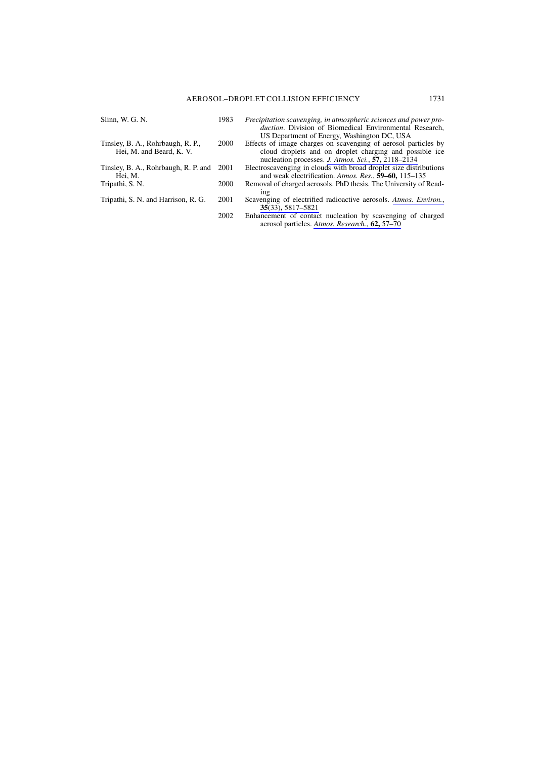Slinn, W. G. N. 1983 *Precipitation scavenging, in atmospheric sciences and power production*. Division of Biomedical Environmental Research, US Department of Energy, Washington DC, USA

Tinsley, B. A., Rohrbaugh, R. P., Hei, M. and Beard, K. V. 2000 Effects of image charges on scavenging of aerosol particles by cloud droplets and on droplet charging and possible ice nucleation processes. *J. Atmos. Sci.*, **57,** 2118–2134

Tinsley, B. A., Rohrbaugh, R. P. and Hei, M. 2001 Electroscavenging in clouds with broad droplet size distributions and weak electrification. *Atmos. Res.*, **59–60,** 115–135

Tripathi, S. N. 2000 Removal of charged aerosols. PhD thesis. The University of Reading

Tripathi, S. N. and Harrison, R. G. 2001 Scavenging of electrified radioactive aerosols. *Atmos. Environ.*, **35**(33)**,** 5817–5821

2002 Enhancement of contact nucleation by scavenging of charged aerosol particles. *Atmos. Research.*, **62,** 57–70